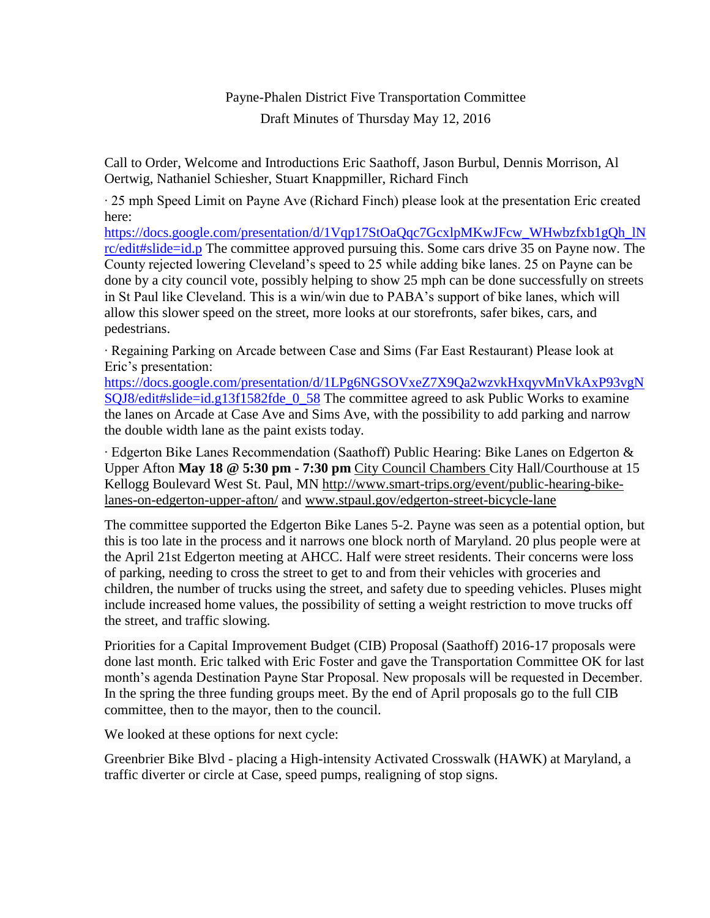Payne-Phalen District Five Transportation Committee

Draft Minutes of Thursday May 12, 2016

Call to Order, Welcome and Introductions Eric Saathoff, Jason Burbul, Dennis Morrison, Al Oertwig, Nathaniel Schiesher, Stuart Knappmiller, Richard Finch

· 25 mph Speed Limit on Payne Ave (Richard Finch) please look at the presentation Eric created here: https://docs.google.com/presentation/d/1Vqp17StOaQqc7GcxlpMKwJFcw_WHwbzfxb1gQh_lNrc/edit#slide=id.p The committee approved pursuing this. Some cars drive 35 on Payne now. The County rejected lowering Cleveland's speed to 25 while adding bike lanes. 25 on Payne can be done by a city council vote, possibly helping to show 25 mph can be done successfully on streets in St Paul like Cleveland. This is a win/win due to PABA's support of bike lanes, which will allow this slower speed on the street, more looks at our storefronts, safer bikes, cars, and pedestrians.

· Regaining Parking on Arcade between Case and Sims (Far East Restaurant) Please look at Eric's presentation: https://docs.google.com/presentation/d/1LPg6NGSOVxeZ7X9Qa2wzvkHxqyvMnVkAxP93vgNSQJ8/edit#slide=id.g13f1582fde_0_58 The committee agreed to ask Public Works to examine the lanes on Arcade at Case Ave and Sims Ave, with the possibility to add parking and narrow the double width lane as the paint exists today.

· Edgerton Bike Lanes Recommendation (Saathoff) Public Hearing: Bike Lanes on Edgerton & Upper Afton **May 18 @ 5:30 pm - 7:30 pm** City Council Chambers City Hall/Courthouse at 15 Kellogg Boulevard West St. Paul, MN http://www.smart-trips.org/event/public-hearing-bike-lanes-on-edgerton-upper-afton/ and www.stpaul.gov/edgerton-street-bicycle-lane

The committee supported the Edgerton Bike Lanes 5-2. Payne was seen as a potential option, but this is too late in the process and it narrows one block north of Maryland. 20 plus people were at the April 21st Edgerton meeting at AHCC. Half were street residents. Their concerns were loss of parking, needing to cross the street to get to and from their vehicles with groceries and children, the number of trucks using the street, and safety due to speeding vehicles. Pluses might include increased home values, the possibility of setting a weight restriction to move trucks off the street, and traffic slowing.

Priorities for a Capital Improvement Budget (CIB) Proposal (Saathoff) 2016-17 proposals were done last month. Eric talked with Eric Foster and gave the Transportation Committee OK for last month's agenda Destination Payne Star Proposal. New proposals will be requested in December. In the spring the three funding groups meet. By the end of April proposals go to the full CIB committee, then to the mayor, then to the council.

We looked at these options for next cycle:

Greenbrier Bike Blvd - placing a High-intensity Activated Crosswalk (HAWK) at Maryland, a traffic diverter or circle at Case, speed pumps, realigning of stop signs.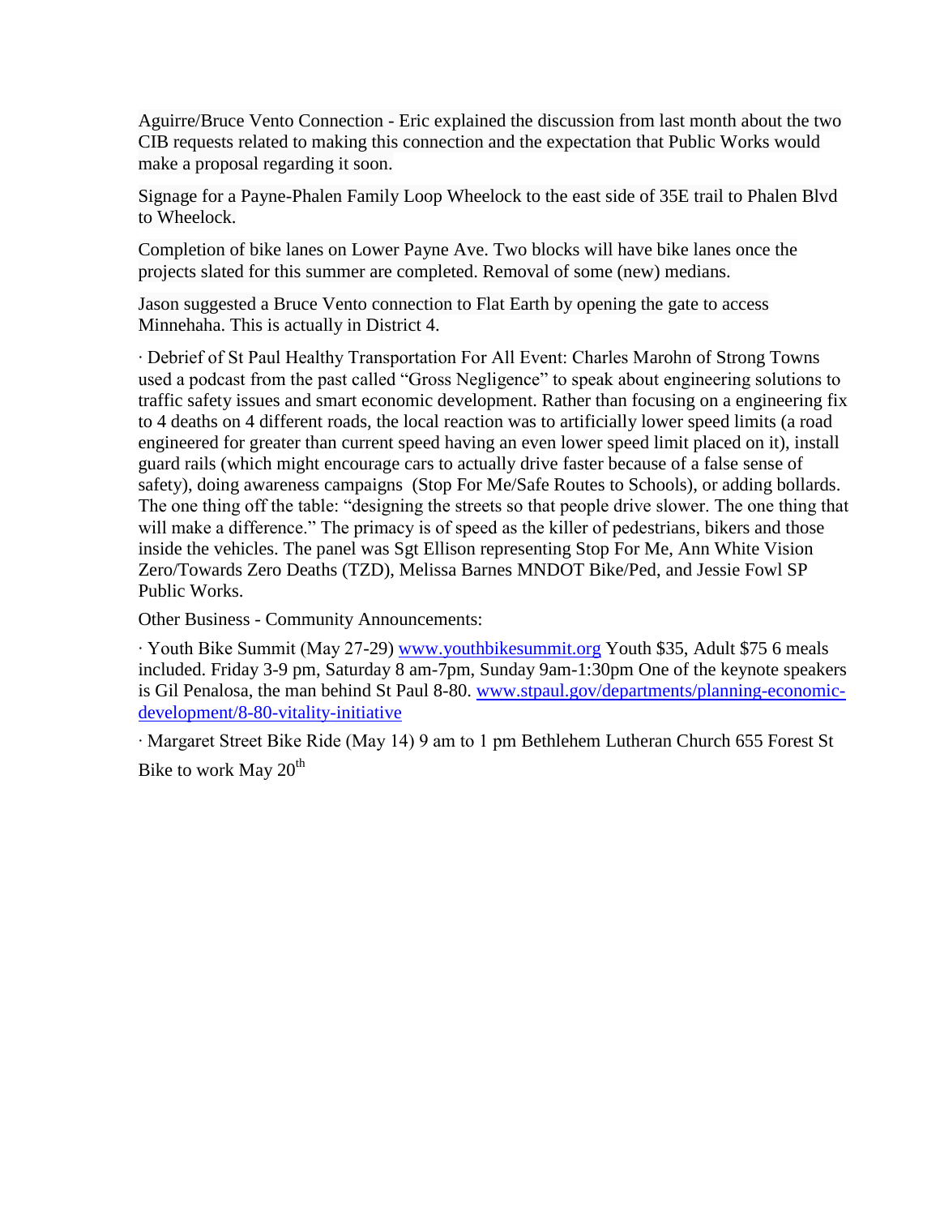Aguirre/Bruce Vento Connection - Eric explained the discussion from last month about the two CIB requests related to making this connection and the expectation that Public Works would make a proposal regarding it soon.

Signage for a Payne-Phalen Family Loop Wheelock to the east side of 35E trail to Phalen Blvd to Wheelock.

Completion of bike lanes on Lower Payne Ave. Two blocks will have bike lanes once the projects slated for this summer are completed. Removal of some (new) medians.

Jason suggested a Bruce Vento connection to Flat Earth by opening the gate to access Minnehaha. This is actually in District 4.

· Debrief of St Paul Healthy Transportation For All Event: Charles Marohn of Strong Towns used a podcast from the past called "Gross Negligence" to speak about engineering solutions to traffic safety issues and smart economic development. Rather than focusing on a engineering fix to 4 deaths on 4 different roads, the local reaction was to artificially lower speed limits (a road engineered for greater than current speed having an even lower speed limit placed on it), install guard rails (which might encourage cars to actually drive faster because of a false sense of safety), doing awareness campaigns (Stop For Me/Safe Routes to Schools), or adding bollards. The one thing off the table: "designing the streets so that people drive slower. The one thing that will make a difference." The primacy is of speed as the killer of pedestrians, bikers and those inside the vehicles. The panel was Sgt Ellison representing Stop For Me, Ann White Vision Zero/Towards Zero Deaths (TZD), Melissa Barnes MNDOT Bike/Ped, and Jessie Fowl SP Public Works.

Other Business - Community Announcements:

· Youth Bike Summit (May 27-29) www.youthbikesummit.org Youth $35, Adult $75 6 meals included. Friday 3-9 pm, Saturday 8 am-7pm, Sunday 9am-1:30pm One of the keynote speakers is Gil Penalosa, the man behind St Paul 8-80. www.stpaul.gov/departments/planning-economic-development/8-80-vitality-initiative

· Margaret Street Bike Ride (May 14) 9 am to 1 pm Bethlehem Lutheran Church 655 Forest St

Bike to work May 20th